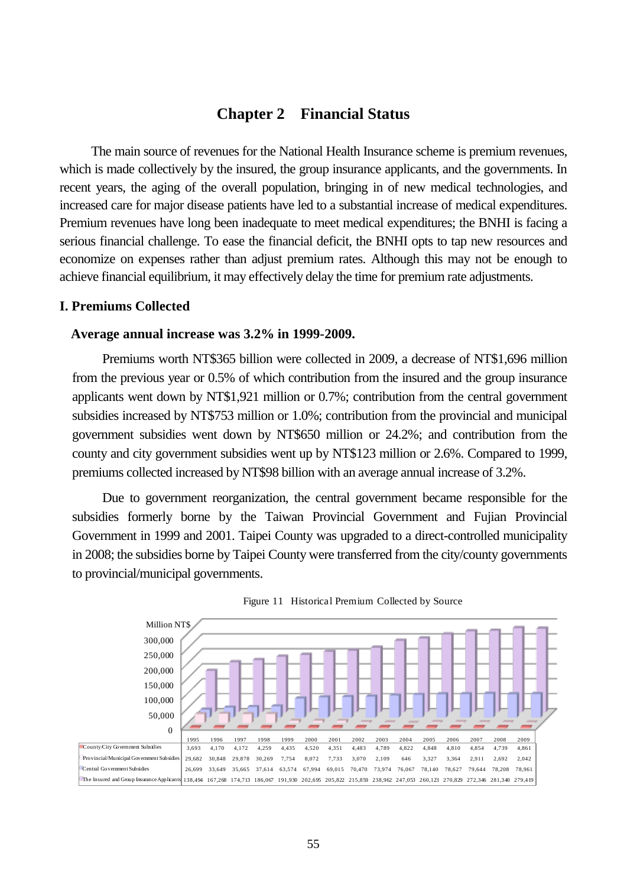# Chapter 2 Financial Status

The main source of revenues for the National Health Insurance scheme is premium revenues, which is made collectively by the insured, the group insurance applicants, and the governments. In recent years, the aging of the overall population, bringing in of new medical technologies, and increased care for major disease patients have led to a substantial increase of medical expenditures. Premium revenues have long been inadequate to meet medical expenditures; the BNHI is facing a serious financial challenge. To ease the financial deficit, the BNHI opts to tap new resources and economize on expenses rather than adjust premium rates. Although this may not be enough to achieve financial equilibrium, it may effectively delay the time for premium rate adjustments.

## I. Premiums Collected

### Average annual increase was 3.2% in 1999-2009.

Premiums worth NT$365 billion were collected in 2009, a decrease of NT$1,696 million from the previous year or 0.5% of which contribution from the insured and the group insurance applicants went down by NT$1,921 million or 0.7%; contribution from the central government subsidies increased by NT$753 million or 1.0%; contribution from the provincial and municipal government subsidies went down by NT$650 million or 24.2%; and contribution from the county and city government subsidies went up by NT$123 million or 2.6%. Compared to 1999, premiums collected increased by NT$98 billion with an average annual increase of 3.2%.

Due to government reorganization, the central government became responsible for the subsidies formerly borne by the Taiwan Provincial Government and Fujian Provincial Government in 1999 and 2001. Taipei County was upgraded to a direct-controlled municipality in 2008; the subsidies borne by Taipei County were transferred from the city/county governments to provincial/municipal governments.

Figure 11 Historical Premium Collected by Source

Million NT$

| | 1995 | 1996 | 1997 | 1998 | 1999 | 2000 | 2001 | 2002 | 2003 | 2004 | 2005 | 2006 | 2007 | 2008 | 2009 |
|---|---|---|---|---|---|---|---|---|---|---|---|---|---|---|---|
| County/City Government Subsidies | 3,693 | 4,170 | 4,172 | 4,259 | 4,435 | 4,520 | 4,351 | 4,483 | 4,789 | 4,822 | 4,848 | 4,810 | 4,854 | 4,739 | 4,861 |
| Provincial/Municipal Government Subsidies | 29,682 | 30,848 | 29,878 | 30,269 | 7,754 | 8,072 | 7,733 | 3,070 | 2,109 | 646 | 3,327 | 3,364 | 2,911 | 2,692 | 2,042 |
| Central Government Subsidies | 26,699 | 33,649 | 35,665 | 37,614 | 63,574 | 67,994 | 69,015 | 70,470 | 73,974 | 76,067 | 78,140 | 78,627 | 79,644 | 78,208 | 78,961 |
| The Insured and Group Insurance Applicants | 138,494 | 167,268 | 174,713 | 186,067 | 191,930 | 202,695 | 205,822 | 215,859 | 238,962 | 247,053 | 260,123 | 270,829 | 272,346 | 281,340 | 279,419 |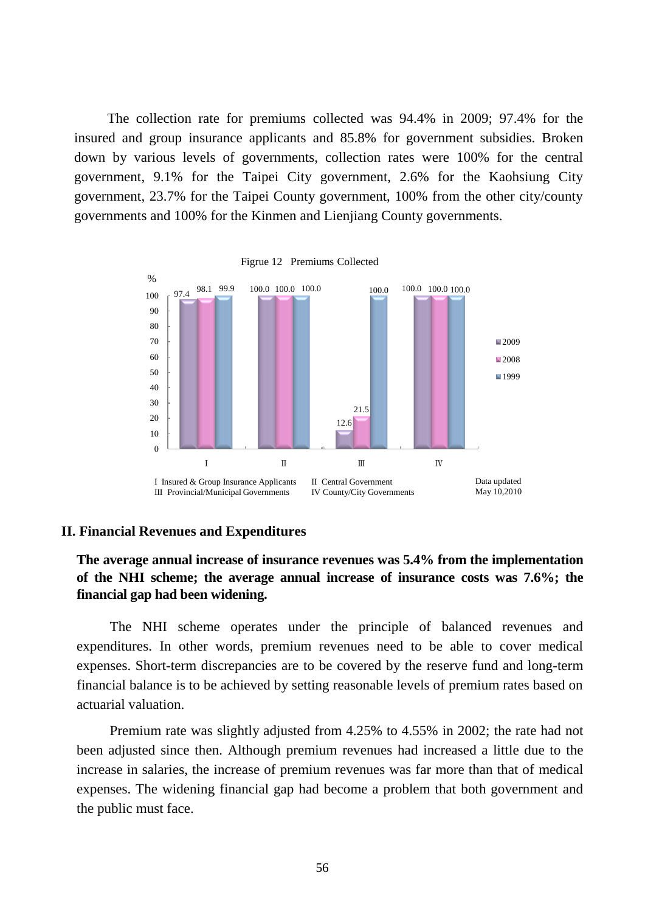The collection rate for premiums collected was 94.4% in 2009; 97.4% for the insured and group insurance applicants and 85.8% for government subsidies. Broken down by various levels of governments, collection rates were 100% for the central government, 9.1% for the Taipei City government, 2.6% for the Kaohsiung City government, 23.7% for the Taipei County government, 100% from the other city/county governments and 100% for the Kinmen and Lienjiang County governments.

Figrue 12 Premiums Collected

| % | 2009 | 2008 | 1999 |
|---|---|---|---|
| Ⅰ | 97.4 | 98.1 | 99.9 |
| Ⅱ | 100.0 | 100.0 | 100.0 |
| Ⅲ | 12.6 | 21.5 | 100.0 |
| Ⅳ | 100.0 | 100.0 | 100.0 |

Ⅰ Insured & Group Insurance Applicants　Ⅱ Central Government
Ⅲ Provincial/Municipal Governments　Ⅳ County/City Governments

Data updated May 10,2010

## II. Financial Revenues and Expenditures

**The average annual increase of insurance revenues was 5.4% from the implementation of the NHI scheme; the average annual increase of insurance costs was 7.6%; the financial gap had been widening.**

The NHI scheme operates under the principle of balanced revenues and expenditures. In other words, premium revenues need to be able to cover medical expenses. Short-term discrepancies are to be covered by the reserve fund and long-term financial balance is to be achieved by setting reasonable levels of premium rates based on actuarial valuation.

Premium rate was slightly adjusted from 4.25% to 4.55% in 2002; the rate had not been adjusted since then. Although premium revenues had increased a little due to the increase in salaries, the increase of premium revenues was far more than that of medical expenses. The widening financial gap had become a problem that both government and the public must face.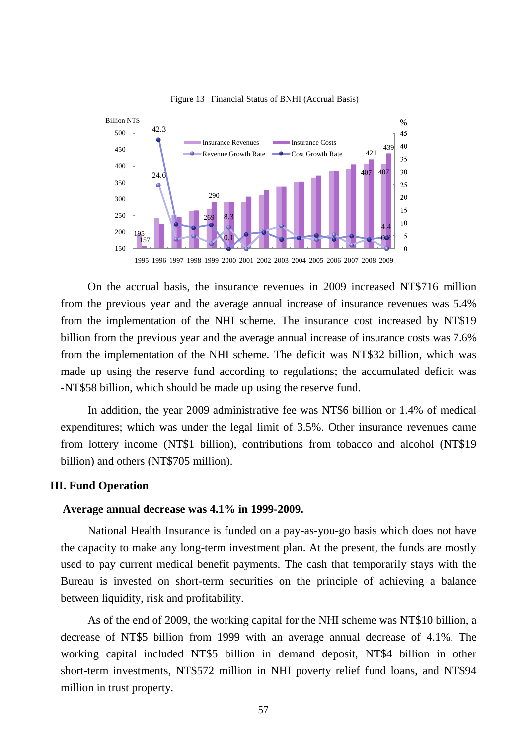Figure 13 Financial Status of BNHI (Accrual Basis)

On the accrual basis, the insurance revenues in 2009 increased NT$716 million from the previous year and the average annual increase of insurance revenues was 5.4% from the implementation of the NHI scheme. The insurance cost increased by NT$19 billion from the previous year and the average annual increase of insurance costs was 7.6% from the implementation of the NHI scheme. The deficit was NT$32 billion, which was made up using the reserve fund according to regulations; the accumulated deficit was -NT$58 billion, which should be made up using the reserve fund.

In addition, the year 2009 administrative fee was NT$6 billion or 1.4% of medical expenditures; which was under the legal limit of 3.5%. Other insurance revenues came from lottery income (NT$1 billion), contributions from tobacco and alcohol (NT$19 billion) and others (NT$705 million).

## III. Fund Operation

### Average annual decrease was 4.1% in 1999-2009.

National Health Insurance is funded on a pay-as-you-go basis which does not have the capacity to make any long-term investment plan. At the present, the funds are mostly used to pay current medical benefit payments. The cash that temporarily stays with the Bureau is invested on short-term securities on the principle of achieving a balance between liquidity, risk and profitability.

As of the end of 2009, the working capital for the NHI scheme was NT$10 billion, a decrease of NT$5 billion from 1999 with an average annual decrease of 4.1%. The working capital included NT$5 billion in demand deposit, NT$4 billion in other short-term investments, NT$572 million in NHI poverty relief fund loans, and NT$94 million in trust property.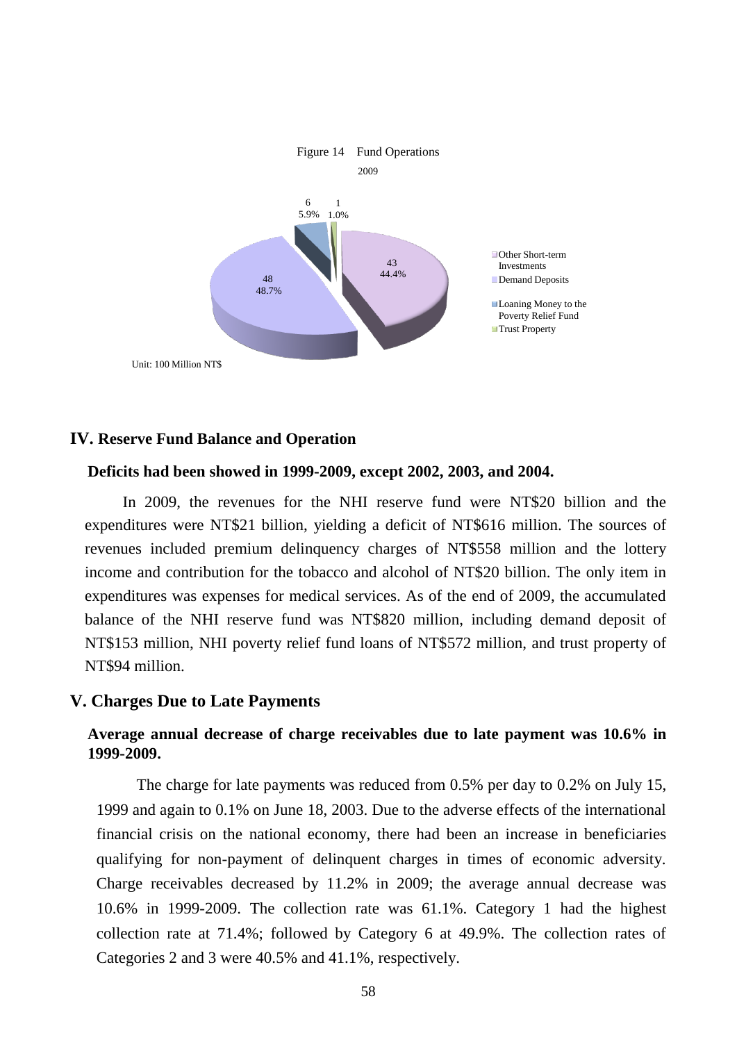Figure 14 Fund Operations

2009

| Item | Amount | Percentage |
|---|---|---|
| Other Short-term Investments | 43 | 44.4% |
| Demand Deposits | 48 | 48.7% |
| Loaning Money to the Poverty Relief Fund | 6 | 5.9% |
| Trust Property | 1 | 1.0% |

Unit: 100 Million NT$

## IV. Reserve Fund Balance and Operation

**Deficits had been showed in 1999-2009, except 2002, 2003, and 2004.**

In 2009, the revenues for the NHI reserve fund were NT$20 billion and the expenditures were NT$21 billion, yielding a deficit of NT$616 million. The sources of revenues included premium delinquency charges of NT$558 million and the lottery income and contribution for the tobacco and alcohol of NT$20 billion. The only item in expenditures was expenses for medical services. As of the end of 2009, the accumulated balance of the NHI reserve fund was NT$820 million, including demand deposit of NT$153 million, NHI poverty relief fund loans of NT$572 million, and trust property of NT$94 million.

## V. Charges Due to Late Payments

**Average annual decrease of charge receivables due to late payment was 10.6% in 1999-2009.**

The charge for late payments was reduced from 0.5% per day to 0.2% on July 15, 1999 and again to 0.1% on June 18, 2003. Due to the adverse effects of the international financial crisis on the national economy, there had been an increase in beneficiaries qualifying for non-payment of delinquent charges in times of economic adversity. Charge receivables decreased by 11.2% in 2009; the average annual decrease was 10.6% in 1999-2009. The collection rate was 61.1%. Category 1 had the highest collection rate at 71.4%; followed by Category 6 at 49.9%. The collection rates of Categories 2 and 3 were 40.5% and 41.1%, respectively.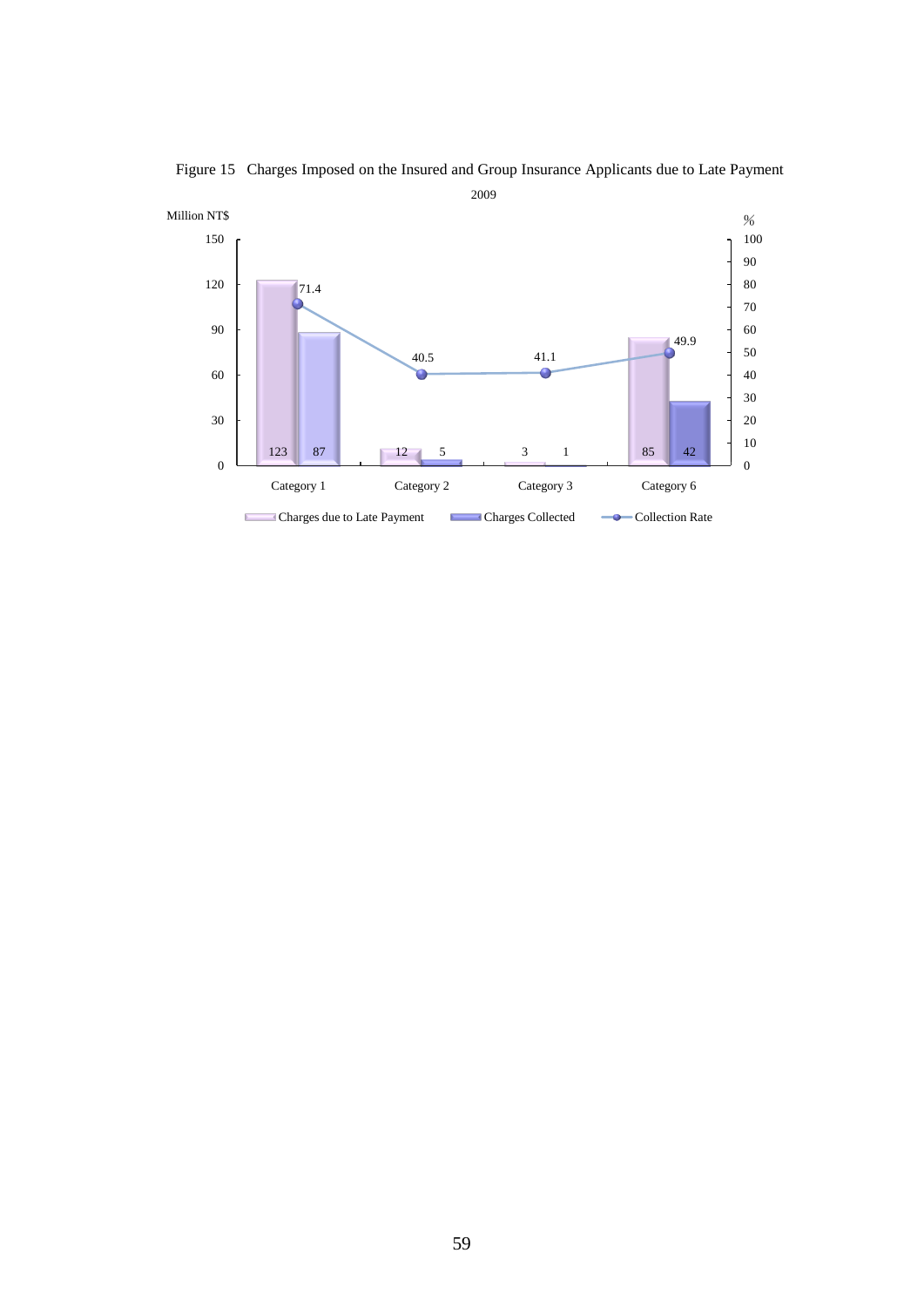Figure 15 Charges Imposed on the Insured and Group Insurance Applicants due to Late Payment

2009

Million NT$

%

150
120
90
60
30
0

100
90
80
70
60
50
40
30
20
10
0

71.4

40.5

41.1

49.9

123 87

12 5

3 1

85 42

Category 1

Category 2

Category 3

Category 6

Charges due to Late Payment

Charges Collected

Collection Rate